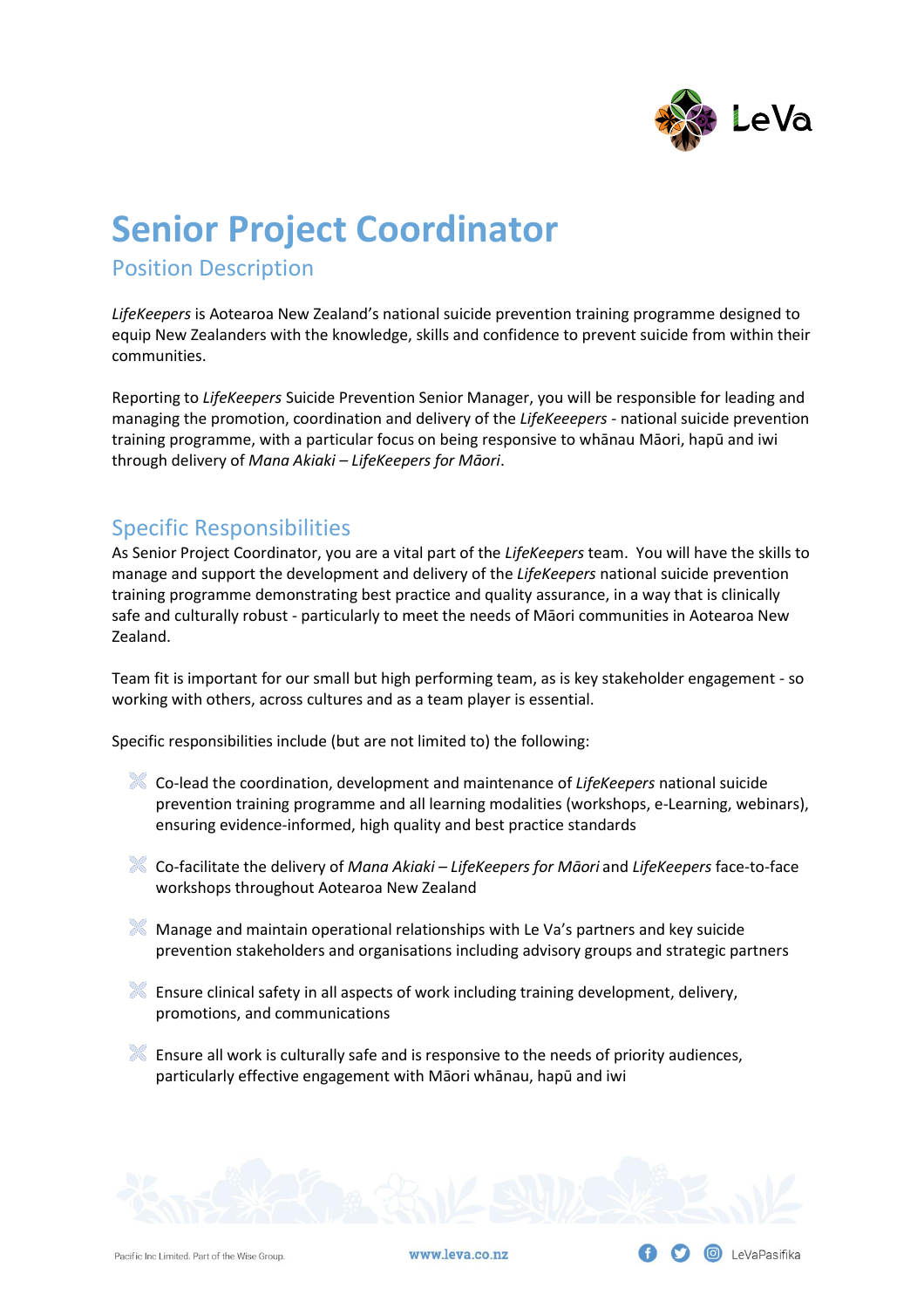# Senior Project Coordinator

## Position Description

*LifeKeepers* is Aotearoa New Zealand's national suicide prevention training programme designed to equip New Zealanders with the knowledge, skills and confidence to prevent suicide from within their communities.

Reporting to *LifeKeepers* Suicide Prevention Senior Manager, you will be responsible for leading and managing the promotion, coordination and delivery of the *LifeKeeepers* - national suicide prevention training programme, with a particular focus on being responsive to whānau Māori, hapū and iwi through delivery of *Mana Akiaki – LifeKeepers for Māori*.

## Specific Responsibilities

As Senior Project Coordinator, you are a vital part of the *LifeKeepers* team. You will have the skills to manage and support the development and delivery of the *LifeKeepers* national suicide prevention training programme demonstrating best practice and quality assurance, in a way that is clinically safe and culturally robust - particularly to meet the needs of Māori communities in Aotearoa New Zealand.

Team fit is important for our small but high performing team, as is key stakeholder engagement - so working with others, across cultures and as a team player is essential.

Specific responsibilities include (but are not limited to) the following:

- Co-lead the coordination, development and maintenance of *LifeKeepers* national suicide prevention training programme and all learning modalities (workshops, e-Learning, webinars), ensuring evidence-informed, high quality and best practice standards
- Co-facilitate the delivery of *Mana Akiaki – LifeKeepers for Māori* and *LifeKeepers* face-to-face workshops throughout Aotearoa New Zealand
- Manage and maintain operational relationships with Le Va's partners and key suicide prevention stakeholders and organisations including advisory groups and strategic partners
- Ensure clinical safety in all aspects of work including training development, delivery, promotions, and communications
- Ensure all work is culturally safe and is responsive to the needs of priority audiences, particularly effective engagement with Māori whānau, hapū and iwi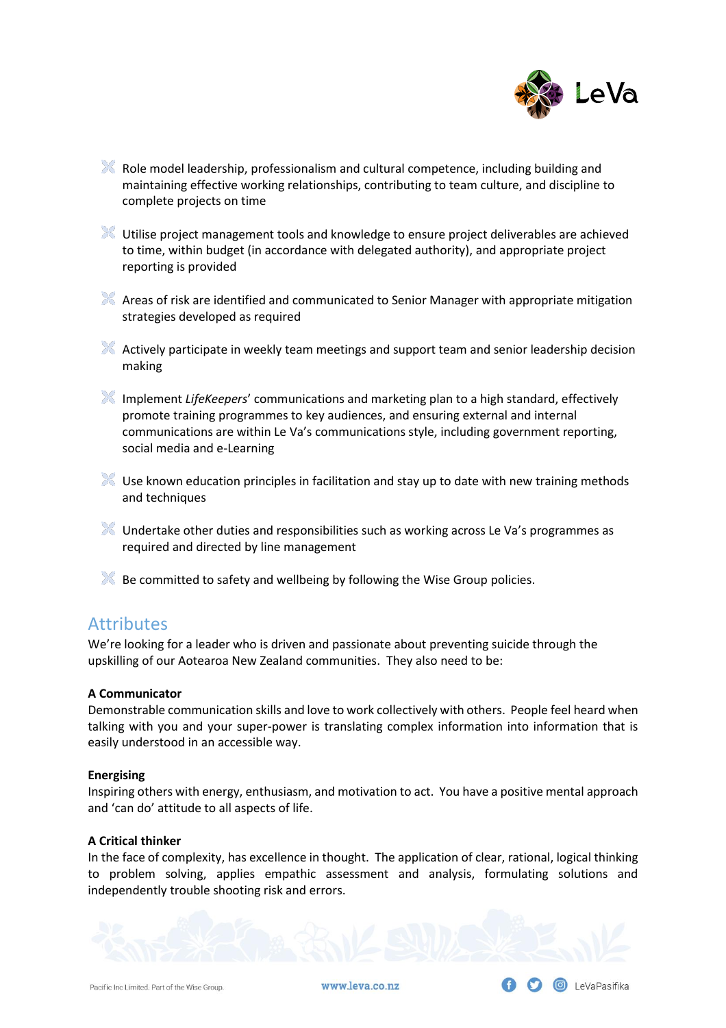- Role model leadership, professionalism and cultural competence, including building and maintaining effective working relationships, contributing to team culture, and discipline to complete projects on time

- Utilise project management tools and knowledge to ensure project deliverables are achieved to time, within budget (in accordance with delegated authority), and appropriate project reporting is provided

- Areas of risk are identified and communicated to Senior Manager with appropriate mitigation strategies developed as required

- Actively participate in weekly team meetings and support team and senior leadership decision making

- Implement *LifeKeepers*' communications and marketing plan to a high standard, effectively promote training programmes to key audiences, and ensuring external and internal communications are within Le Va's communications style, including government reporting, social media and e-Learning

- Use known education principles in facilitation and stay up to date with new training methods and techniques

- Undertake other duties and responsibilities such as working across Le Va's programmes as required and directed by line management

- Be committed to safety and wellbeing by following the Wise Group policies.

## Attributes

We're looking for a leader who is driven and passionate about preventing suicide through the upskilling of our Aotearoa New Zealand communities. They also need to be:

**A Communicator**

Demonstrable communication skills and love to work collectively with others. People feel heard when talking with you and your super-power is translating complex information into information that is easily understood in an accessible way.

**Energising**

Inspiring others with energy, enthusiasm, and motivation to act. You have a positive mental approach and 'can do' attitude to all aspects of life.

**A Critical thinker**

In the face of complexity, has excellence in thought. The application of clear, rational, logical thinking to problem solving, applies empathic assessment and analysis, formulating solutions and independently trouble shooting risk and errors.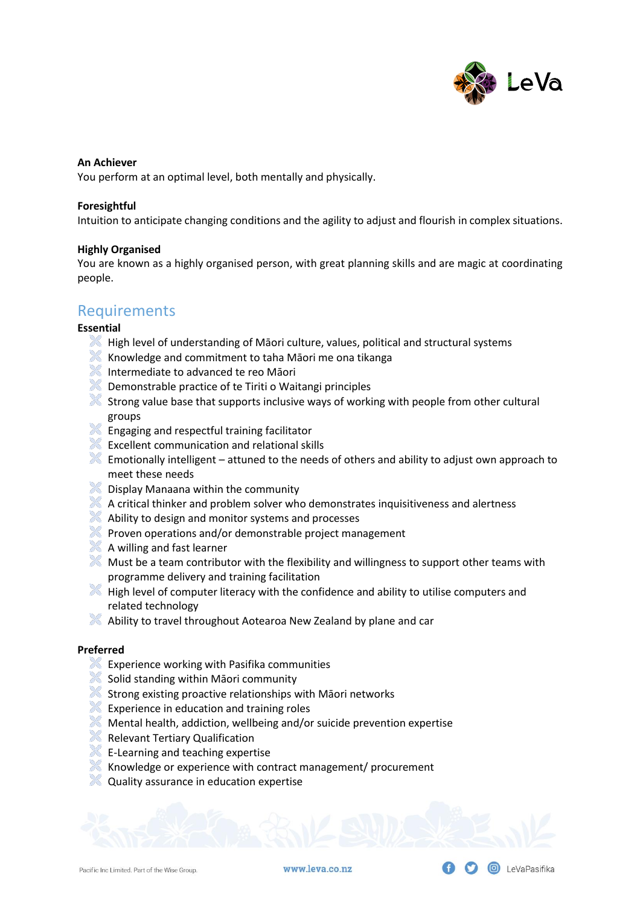**An Achiever**

You perform at an optimal level, both mentally and physically.

**Foresightful**

Intuition to anticipate changing conditions and the agility to adjust and flourish in complex situations.

**Highly Organised**

You are known as a highly organised person, with great planning skills and are magic at coordinating people.

## Requirements

**Essential**

- High level of understanding of Māori culture, values, political and structural systems
- Knowledge and commitment to taha Māori me ona tikanga
- Intermediate to advanced te reo Māori
- Demonstrable practice of te Tiriti o Waitangi principles
- Strong value base that supports inclusive ways of working with people from other cultural groups
- Engaging and respectful training facilitator
- Excellent communication and relational skills
- Emotionally intelligent – attuned to the needs of others and ability to adjust own approach to meet these needs
- Display Manaana within the community
- A critical thinker and problem solver who demonstrates inquisitiveness and alertness
- Ability to design and monitor systems and processes
- Proven operations and/or demonstrable project management
- A willing and fast learner
- Must be a team contributor with the flexibility and willingness to support other teams with programme delivery and training facilitation
- High level of computer literacy with the confidence and ability to utilise computers and related technology
- Ability to travel throughout Aotearoa New Zealand by plane and car

**Preferred**

- Experience working with Pasifika communities
- Solid standing within Māori community
- Strong existing proactive relationships with Māori networks
- Experience in education and training roles
- Mental health, addiction, wellbeing and/or suicide prevention expertise
- Relevant Tertiary Qualification
- E-Learning and teaching expertise
- Knowledge or experience with contract management/ procurement
- Quality assurance in education expertise